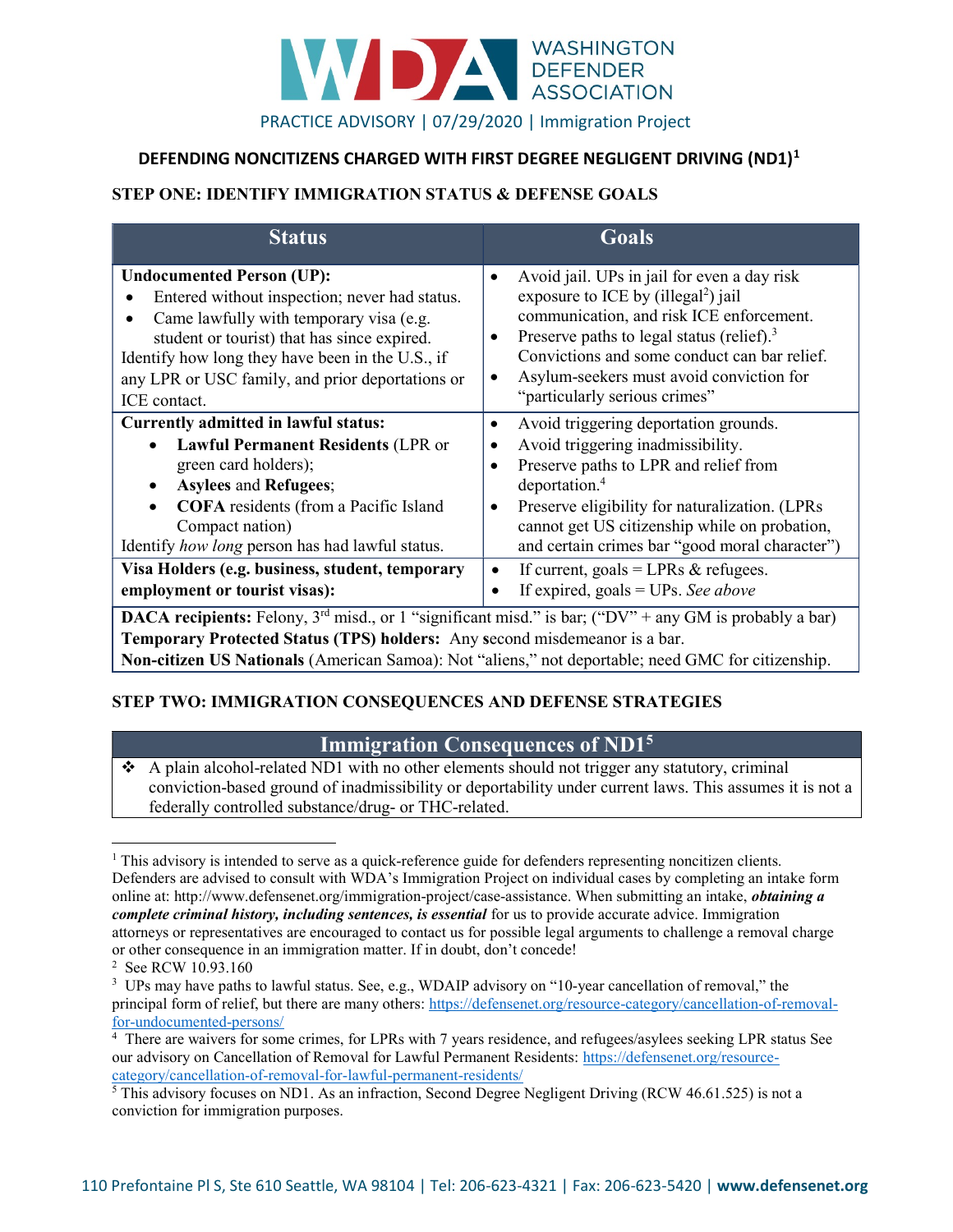WASHINGTON DEFENDER ASSOCIATION

PRACTICE ADVISORY | 07/29/2020 | Immigration Project

## DEFENDING NONCITIZENS CHARGED WITH FIRST DEGREE NEGLIGENT DRIVING (ND1)[1]

### STEP ONE: IDENTIFY IMMIGRATION STATUS & DEFENSE GOALS

| Status | Goals |
|---|---|
| **Undocumented Person (UP):**<br>• Entered without inspection; never had status.<br>• Came lawfully with temporary visa (e.g. student or tourist) that has since expired.<br>Identify how long they have been in the U.S., if any LPR or USC family, and prior deportations or ICE contact. | • Avoid jail. UPs in jail for even a day risk exposure to ICE by (illegal[2]) jail communication, and risk ICE enforcement.<br>• Preserve paths to legal status (relief).[3] Convictions and some conduct can bar relief.<br>• Asylum-seekers must avoid conviction for "particularly serious crimes" |
| **Currently admitted in lawful status:**<br>• **Lawful Permanent Residents** (LPR or green card holders);<br>• **Asylees** and **Refugees**;<br>• **COFA** residents (from a Pacific Island Compact nation)<br>Identify *how long* person has had lawful status. | • Avoid triggering deportation grounds.<br>• Avoid triggering inadmissibility.<br>• Preserve paths to LPR and relief from deportation.[4]<br>• Preserve eligibility for naturalization. (LPRs cannot get US citizenship while on probation, and certain crimes bar "good moral character") |
| **Visa Holders (e.g. business, student, temporary employment or tourist visas):** | • If current, goals = LPRs & refugees.<br>• If expired, goals = UPs. *See above* |
| **DACA recipients:** Felony, 3rd misd., or 1 "significant misd." is bar; ("DV" + any GM is probably a bar)<br>**Temporary Protected Status (TPS) holders:** Any **s**econd misdemeanor is a bar.<br>**Non-citizen US Nationals** (American Samoa): Not "aliens," not deportable; need GMC for citizenship. | |

### STEP TWO: IMMIGRATION CONSEQUENCES AND DEFENSE STRATEGIES

| Immigration Consequences of ND1[5] |
|---|
| ❖ A plain alcohol-related ND1 with no other elements should not trigger any statutory, criminal conviction-based ground of inadmissibility or deportability under current laws. This assumes it is not a federally controlled substance/drug- or THC-related. |

---

[1] This advisory is intended to serve as a quick-reference guide for defenders representing noncitizen clients. Defenders are advised to consult with WDA's Immigration Project on individual cases by completing an intake form online at: http://www.defensenet.org/immigration-project/case-assistance. When submitting an intake, ***obtaining a complete criminal history, including sentences, is essential*** for us to provide accurate advice. Immigration attorneys or representatives are encouraged to contact us for possible legal arguments to challenge a removal charge or other consequence in an immigration matter. If in doubt, don't concede!

[2] See RCW 10.93.160

[3] UPs may have paths to lawful status. See, e.g., WDAIP advisory on "10-year cancellation of removal," the principal form of relief, but there are many others: https://defensenet.org/resource-category/cancellation-of-removal-for-undocumented-persons/

[4] There are waivers for some crimes, for LPRs with 7 years residence, and refugees/asylees seeking LPR status See our advisory on Cancellation of Removal for Lawful Permanent Residents: https://defensenet.org/resource-category/cancellation-of-removal-for-lawful-permanent-residents/

[5] This advisory focuses on ND1. As an infraction, Second Degree Negligent Driving (RCW 46.61.525) is not a conviction for immigration purposes.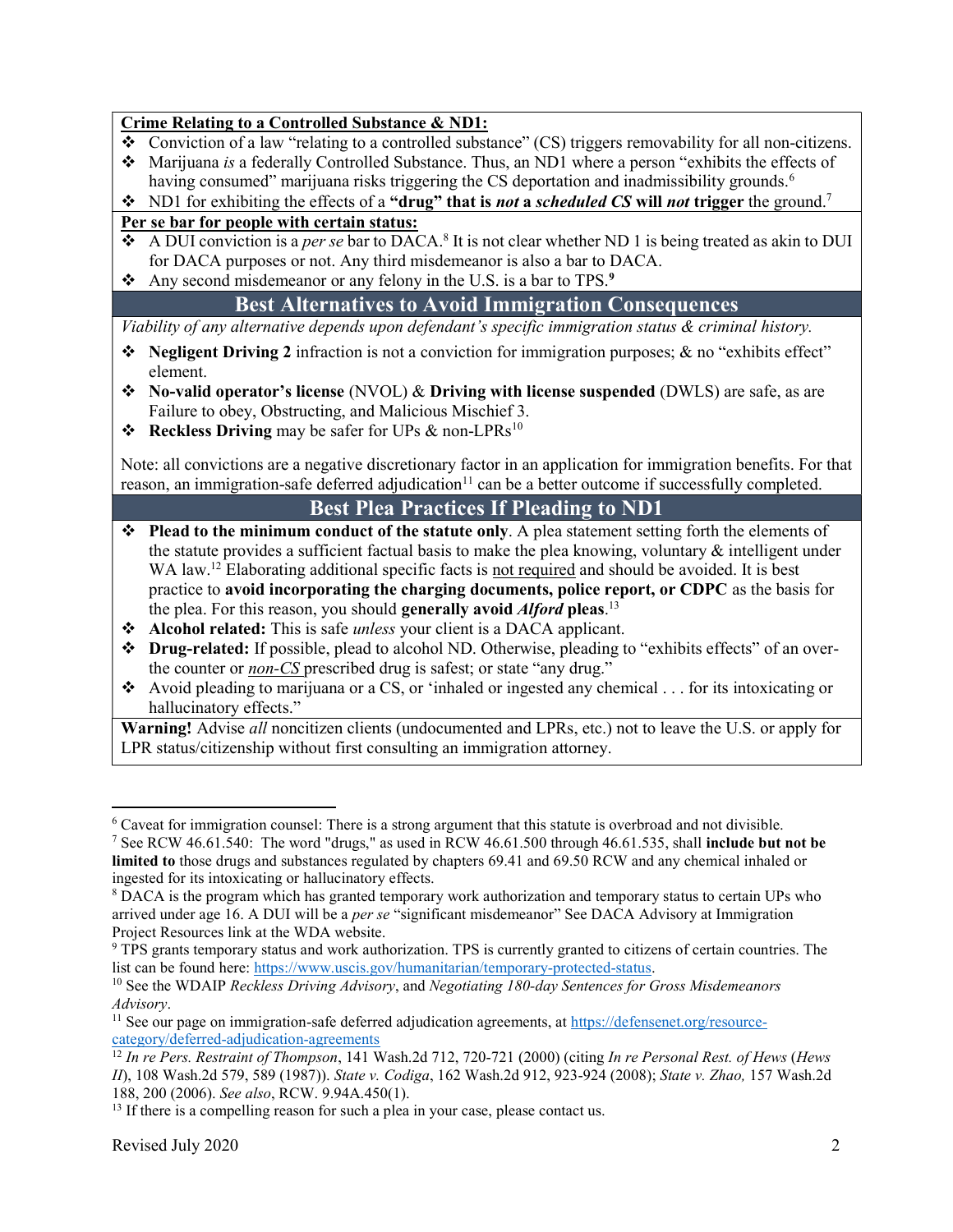**Crime Relating to a Controlled Substance & ND1:**

- Conviction of a law "relating to a controlled substance" (CS) triggers removability for all non-citizens.
- Marijuana *is* a federally Controlled Substance. Thus, an ND1 where a person "exhibits the effects of having consumed" marijuana risks triggering the CS deportation and inadmissibility grounds.[6]
- ND1 for exhibiting the effects of a **"drug" that is *not* a *scheduled CS* will *not* trigger** the ground.[7]

**Per se bar for people with certain status:**

- A DUI conviction is a *per se* bar to DACA.[8] It is not clear whether ND 1 is being treated as akin to DUI for DACA purposes or not. Any third misdemeanor is also a bar to DACA.
- Any second misdemeanor or any felony in the U.S. is a bar to TPS.[9]

## Best Alternatives to Avoid Immigration Consequences

*Viability of any alternative depends upon defendant's specific immigration status & criminal history.*

- **Negligent Driving 2** infraction is not a conviction for immigration purposes; & no "exhibits effect" element.
- **No-valid operator's license** (NVOL) & **Driving with license suspended** (DWLS) are safe, as are Failure to obey, Obstructing, and Malicious Mischief 3.
- **Reckless Driving** may be safer for UPs & non-LPRs[10]

Note: all convictions are a negative discretionary factor in an application for immigration benefits. For that reason, an immigration-safe deferred adjudication[11] can be a better outcome if successfully completed.

## Best Plea Practices If Pleading to ND1

- **Plead to the minimum conduct of the statute only**. A plea statement setting forth the elements of the statute provides a sufficient factual basis to make the plea knowing, voluntary & intelligent under WA law.[12] Elaborating additional specific facts is not required and should be avoided. It is best practice to **avoid incorporating the charging documents, police report, or CDPC** as the basis for the plea. For this reason, you should **generally avoid *Alford* pleas**.[13]
- **Alcohol related:** This is safe *unless* your client is a DACA applicant.
- **Drug-related:** If possible, plead to alcohol ND. Otherwise, pleading to "exhibits effects" of an over-the counter or ***non-CS*** prescribed drug is safest; or state "any drug."
- Avoid pleading to marijuana or a CS, or 'inhaled or ingested any chemical . . . for its intoxicating or hallucinatory effects."

**Warning!** Advise *all* noncitizen clients (undocumented and LPRs, etc.) not to leave the U.S. or apply for LPR status/citizenship without first consulting an immigration attorney.

---

[6] Caveat for immigration counsel: There is a strong argument that this statute is overbroad and not divisible.

[7] See RCW 46.61.540: The word "drugs," as used in RCW 46.61.500 through 46.61.535, shall **include but not be limited to** those drugs and substances regulated by chapters 69.41 and 69.50 RCW and any chemical inhaled or ingested for its intoxicating or hallucinatory effects.

[8] DACA is the program which has granted temporary work authorization and temporary status to certain UPs who arrived under age 16. A DUI will be a *per se* "significant misdemeanor" See DACA Advisory at Immigration Project Resources link at the WDA website.

[9] TPS grants temporary status and work authorization. TPS is currently granted to citizens of certain countries. The list can be found here: https://www.uscis.gov/humanitarian/temporary-protected-status.

[10] See the WDAIP *Reckless Driving Advisory*, and *Negotiating 180-day Sentences for Gross Misdemeanors Advisory*.

[11] See our page on immigration-safe deferred adjudication agreements, at https://defensenet.org/resource-category/deferred-adjudication-agreements

[12] *In re Pers. Restraint of Thompson*, 141 Wash.2d 712, 720-721 (2000) (citing *In re Personal Rest. of Hews* (*Hews II*), 108 Wash.2d 579, 589 (1987)). *State v. Codiga*, 162 Wash.2d 912, 923-924 (2008); *State v. Zhao,* 157 Wash.2d 188, 200 (2006). *See also*, RCW. 9.94A.450(1).

[13] If there is a compelling reason for such a plea in your case, please contact us.

Revised July 2020